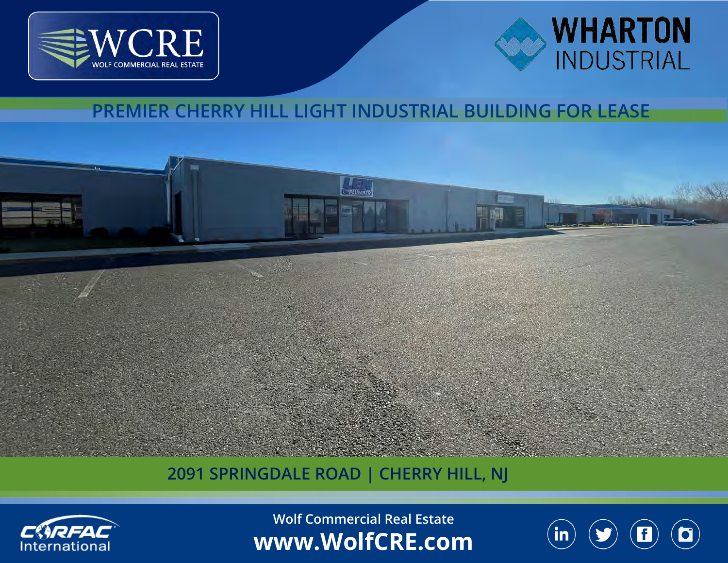WCRE
WOLF COMMERCIAL REAL ESTATE

WHARTON
INDUSTRIAL

# PREMIER CHERRY HILL LIGHT INDUSTRIAL BUILDING FOR LEASE

## 2091 SPRINGDALE ROAD | CHERRY HILL, NJ

CORFAC International

Wolf Commercial Real Estate

**www.WolfCRE.com**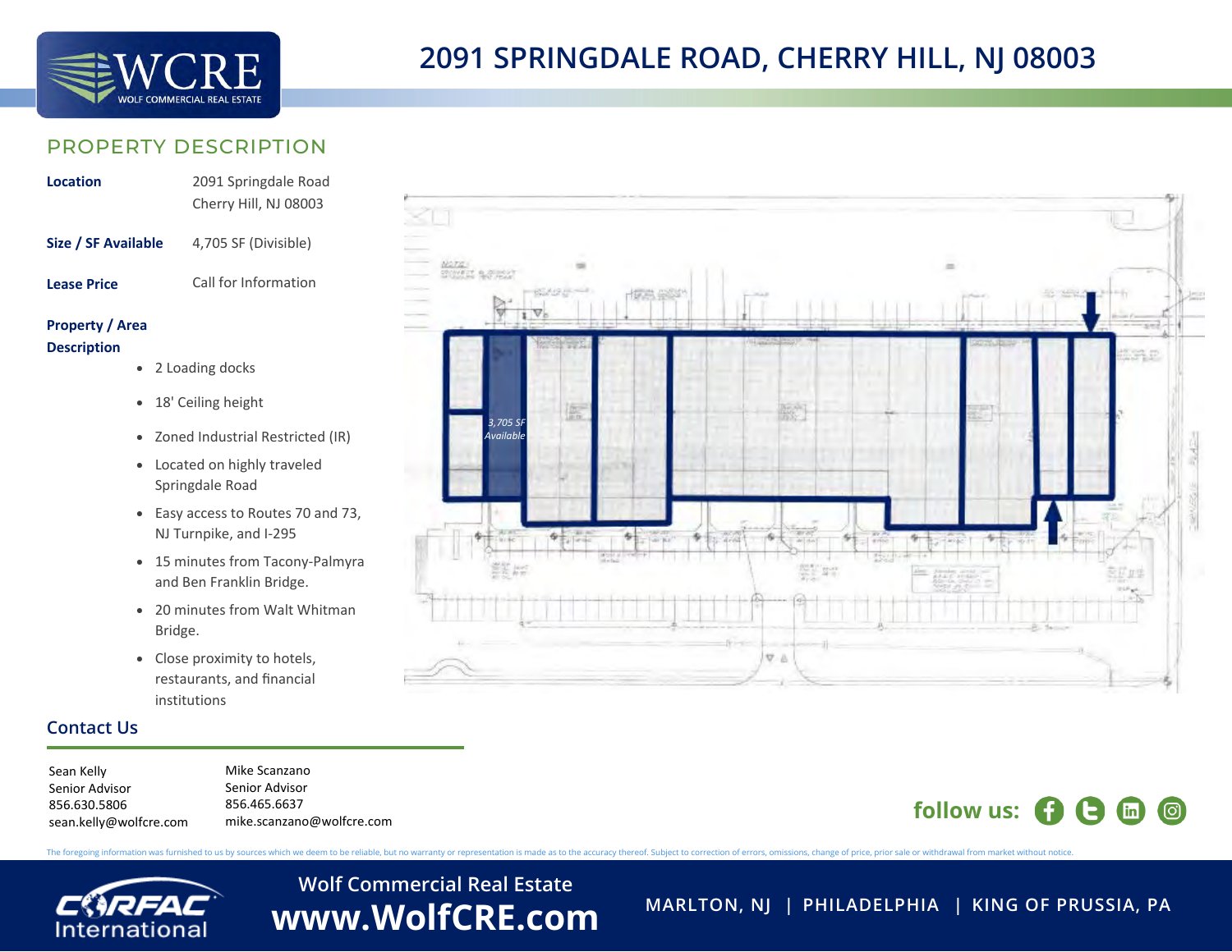# 2091 SPRINGDALE ROAD, CHERRY HILL, NJ 08003

## PROPERTY DESCRIPTION

**Location** 2091 Springdale Road
Cherry Hill, NJ 08003

**Size / SF Available** 4,705 SF (Divisible)

**Lease Price** Call for Information

**Property / Area Description**

- 2 Loading docks
- 18' Ceiling height
- Zoned Industrial Restricted (IR)
- Located on highly traveled Springdale Road
- Easy access to Routes 70 and 73, NJ Turnpike, and I-295
- 15 minutes from Tacony-Palmyra and Ben Franklin Bridge.
- 20 minutes from Walt Whitman Bridge.
- Close proximity to hotels, restaurants, and financial institutions

*3,705 SF Available*

## Contact Us

Sean Kelly
Senior Advisor
856.630.5806
sean.kelly@wolfcre.com

Mike Scanzano
Senior Advisor
856.465.6637
mike.scanzano@wolfcre.com

follow us:

The foregoing information was furnished to us by sources which we deem to be reliable, but no warranty or representation is made as to the accuracy thereof. Subject to correction of errors, omissions, change of price, prior sale or withdrawal from market without notice.

Wolf Commercial Real Estate
www.WolfCRE.com

MARLTON, NJ | PHILADELPHIA | KING OF PRUSSIA, PA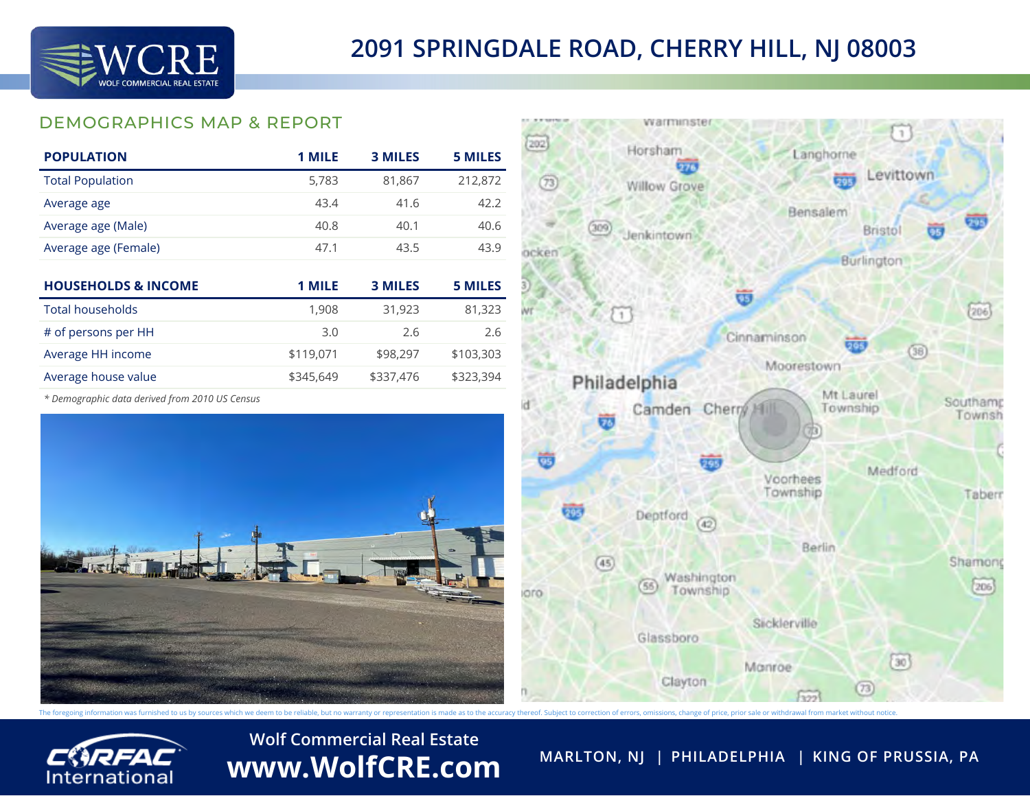# 2091 SPRINGDALE ROAD, CHERRY HILL, NJ 08003

## DEMOGRAPHICS MAP & REPORT

| POPULATION | 1 MILE | 3 MILES | 5 MILES |
|---|---|---|---|
| Total Population | 5,783 | 81,867 | 212,872 |
| Average age | 43.4 | 41.6 | 42.2 |
| Average age (Male) | 40.8 | 40.1 | 40.6 |
| Average age (Female) | 47.1 | 43.5 | 43.9 |

| HOUSEHOLDS & INCOME | 1 MILE | 3 MILES | 5 MILES |
|---|---|---|---|
| Total households | 1,908 | 31,923 | 81,323 |
| # of persons per HH | 3.0 | 2.6 | 2.6 |
| Average HH income | $119,071 | $98,297 | $103,303 |
| Average house value | $345,649 | $337,476 | $323,394 |

*\* Demographic data derived from 2010 US Census*

The foregoing information was furnished to us by sources which we deem to be reliable, but no warranty or representation is made as to the accuracy thereof. Subject to correction of errors, omissions, change of price, prior sale or withdrawal from market without notice.

Wolf Commercial Real Estate
**www.WolfCRE.com**

MARLTON, NJ | PHILADELPHIA | KING OF PRUSSIA, PA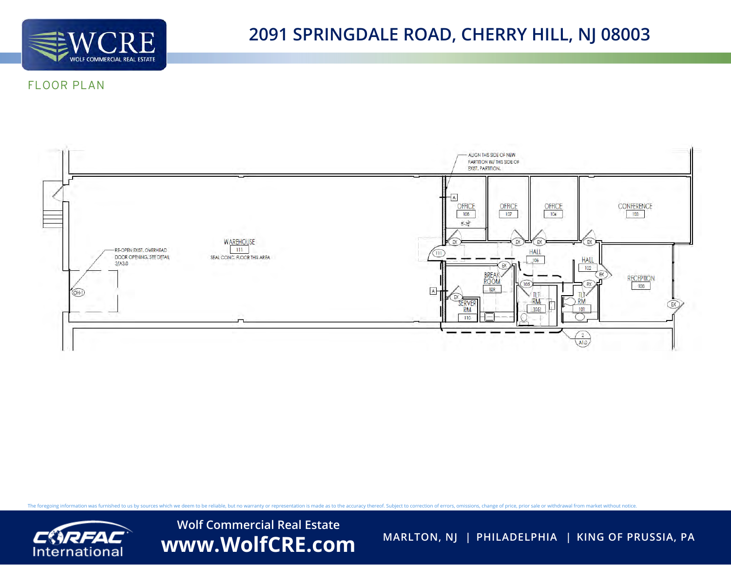# 2091 SPRINGDALE ROAD, CHERRY HILL, NJ 08003

## FLOOR PLAN

ALIGN THIS SIDE OF NEW PARTITION W/ THIS SIDE OF EXIST. PARTITION.

RE-OPEN EXIST. OVERHEAD DOOR OPENING. SEE DETAIL 3/A3.0

WAREHOUSE 111
SEAL CONC. FLOOR THIS AREA

OFFICE 108

OFFICE 107

OFFICE 104

CONFERENCE 103

HALL 106

HALL 102

BREAK ROOM 109

SERVER RM 110

TLT RM 105

TLT RM 101

RECEPTION 100

The foregoing information was furnished to us by sources which we deem to be reliable, but no warranty or representation is made as to the accuracy thereof. Subject to correction of errors, omissions, change of price, prior sale or withdrawal from market without notice.

Wolf Commercial Real Estate
www.WolfCRE.com

MARLTON, NJ | PHILADELPHIA | KING OF PRUSSIA, PA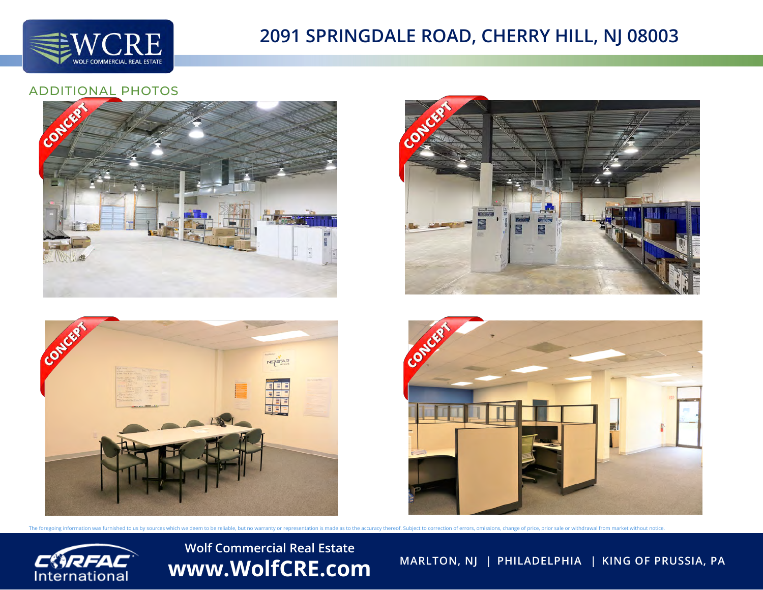# 2091 SPRINGDALE ROAD, CHERRY HILL, NJ 08003

## ADDITIONAL PHOTOS

The foregoing information was furnished to us by sources which we deem to be reliable, but no warranty or representation is made as to the accuracy thereof. Subject to correction of errors, omissions, change of price, prior sale or withdrawal from market without notice.

Wolf Commercial Real Estate
**www.WolfCRE.com**

MARLTON, NJ | PHILADELPHIA | KING OF PRUSSIA, PA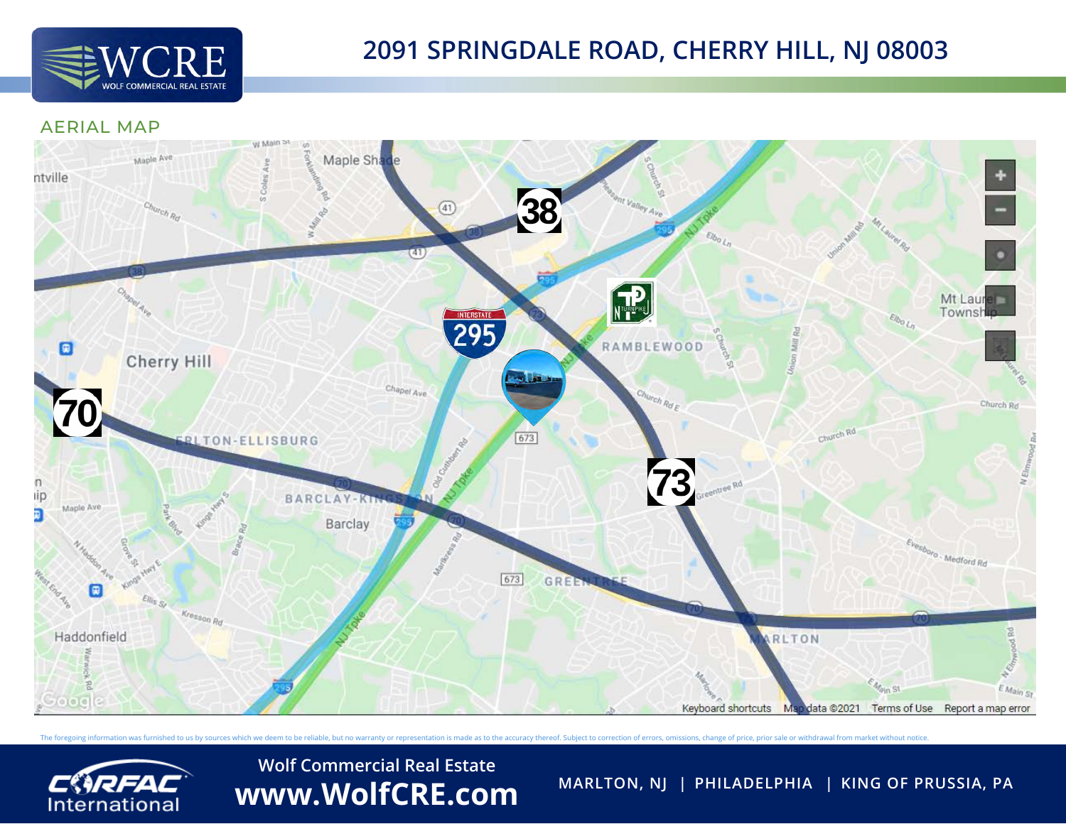# 2091 SPRINGDALE ROAD, CHERRY HILL, NJ 08003

## AERIAL MAP

The foregoing information was furnished to us by sources which we deem to be reliable, but no warranty or representation is made as to the accuracy thereof. Subject to correction of errors, omissions, change of price, prior sale or withdrawal from market without notice.

Wolf Commercial Real Estate
**www.WolfCRE.com**

MARLTON, NJ | PHILADELPHIA | KING OF PRUSSIA, PA